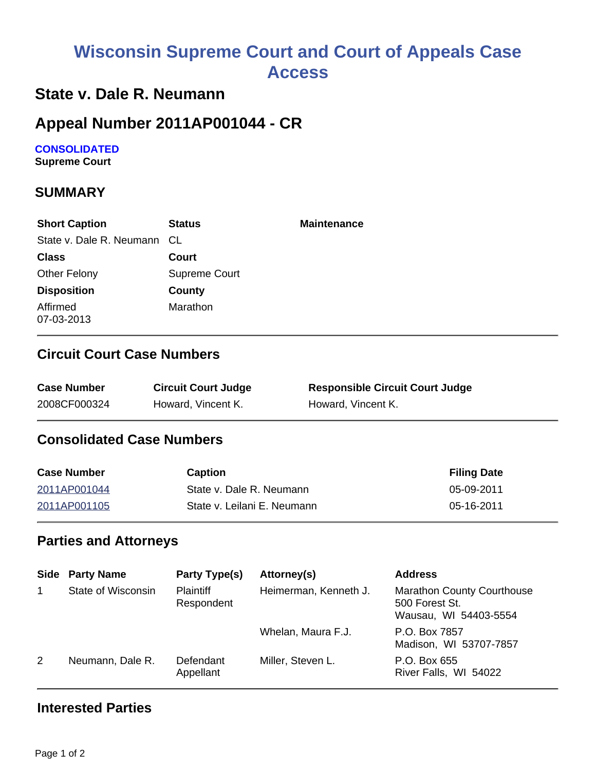# Wisconsin Supreme Court and Court of Appeals Case Access

## State v. Dale R. Neumann

## Appeal Number 2011AP001044 - CR

**CONSOLIDATED**
**Supreme Court**

## SUMMARY

| Short Caption | Status | Maintenance |
|---|---|---|
| State v. Dale R. Neumann | CL | |
| **Class** | **Court** | |
| Other Felony | Supreme Court | |
| **Disposition** | **County** | |
| Affirmed 07-03-2013 | Marathon | |

### Circuit Court Case Numbers

| Case Number | Circuit Court Judge | Responsible Circuit Court Judge |
|---|---|---|
| 2008CF000324 | Howard, Vincent K. | Howard, Vincent K. |

### Consolidated Case Numbers

| Case Number | Caption | Filing Date |
|---|---|---|
| 2011AP001044 | State v. Dale R. Neumann | 05-09-2011 |
| 2011AP001105 | State v. Leilani E. Neumann | 05-16-2011 |

### Parties and Attorneys

| Side | Party Name | Party Type(s) | Attorney(s) | Address |
|---|---|---|---|---|
| 1 | State of Wisconsin | Plaintiff Respondent | Heimerman, Kenneth J. | Marathon County Courthouse 500 Forest St. Wausau, WI 54403-5554 |
| | | | Whelan, Maura F.J. | P.O. Box 7857 Madison, WI 53707-7857 |
| 2 | Neumann, Dale R. | Defendant Appellant | Miller, Steven L. | P.O. Box 655 River Falls, WI 54022 |

### Interested Parties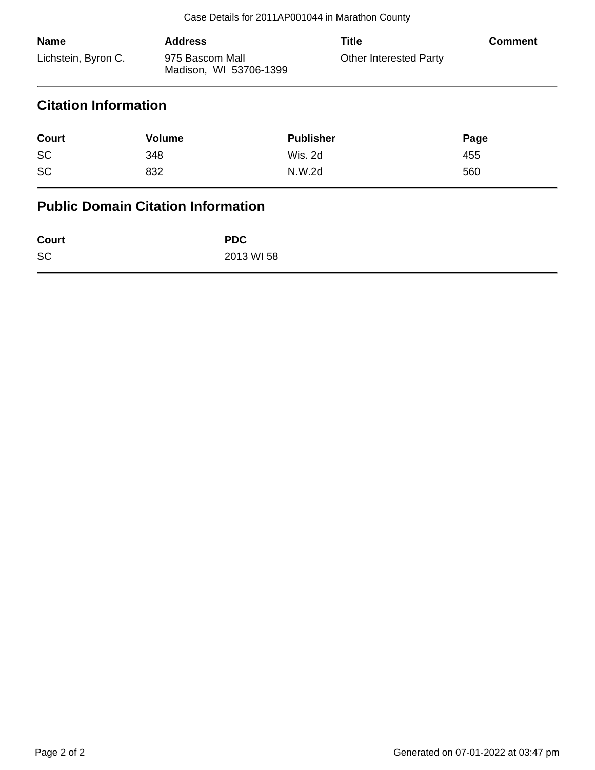| Name | Address | Title | Comment |
| --- | --- | --- | --- |
| Lichstein, Byron C. | 975 Bascom Mall<br>Madison, WI 53706-1399 | Other Interested Party | |

## Citation Information

| Court | Volume | Publisher | Page |
| --- | --- | --- | --- |
| SC | 348 | Wis. 2d | 455 |
| SC | 832 | N.W.2d | 560 |

## Public Domain Citation Information

| Court | PDC |
| --- | --- |
| SC | 2013 WI 58 |

Generated on 07-01-2022 at 03:47 pm